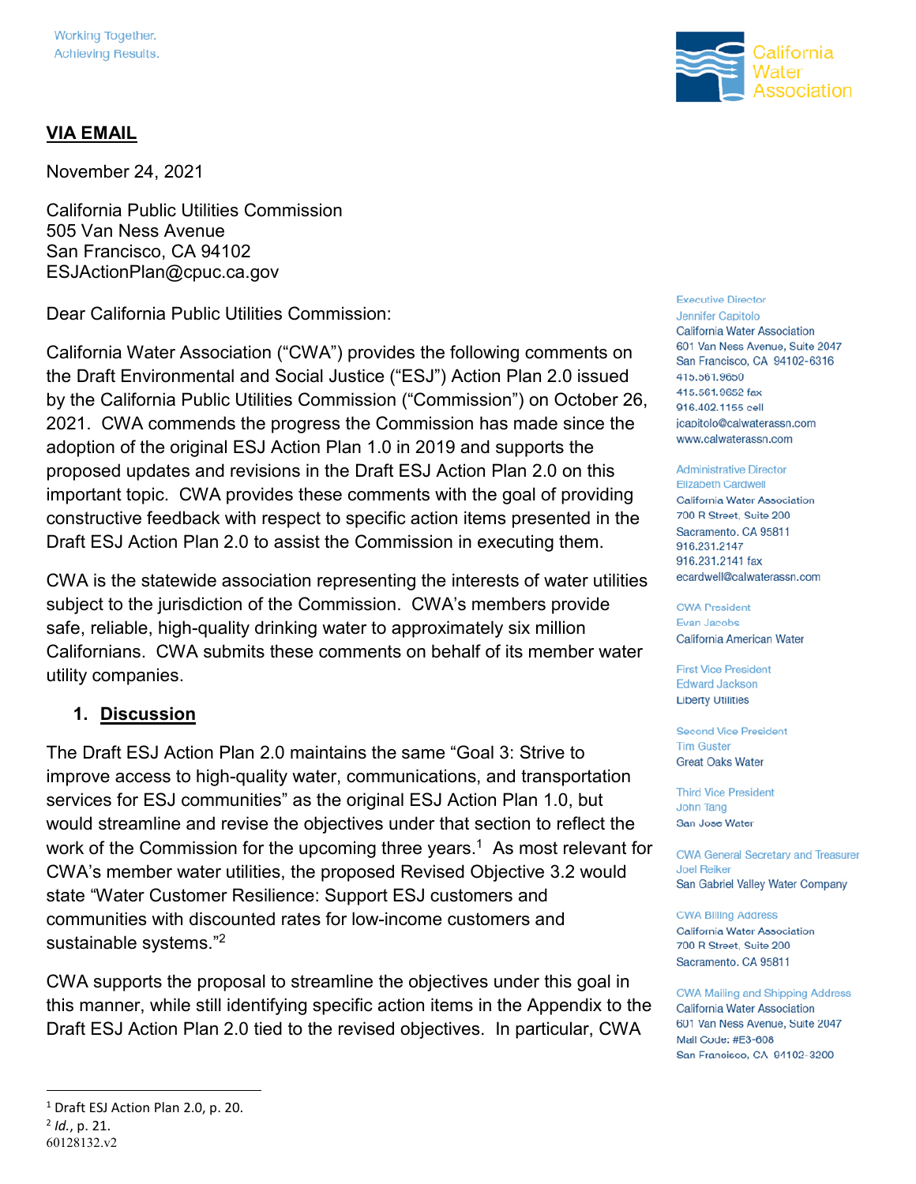Working Together.
Achieving Results.

California Water Association

**VIA EMAIL**

November 24, 2021

California Public Utilities Commission
505 Van Ness Avenue
San Francisco, CA 94102
ESJActionPlan@cpuc.ca.gov

Dear California Public Utilities Commission:

California Water Association ("CWA") provides the following comments on the Draft Environmental and Social Justice ("ESJ") Action Plan 2.0 issued by the California Public Utilities Commission ("Commission") on October 26, 2021. CWA commends the progress the Commission has made since the adoption of the original ESJ Action Plan 1.0 in 2019 and supports the proposed updates and revisions in the Draft ESJ Action Plan 2.0 on this important topic. CWA provides these comments with the goal of providing constructive feedback with respect to specific action items presented in the Draft ESJ Action Plan 2.0 to assist the Commission in executing them.

CWA is the statewide association representing the interests of water utilities subject to the jurisdiction of the Commission. CWA's members provide safe, reliable, high-quality drinking water to approximately six million Californians. CWA submits these comments on behalf of its member water utility companies.

1. **Discussion**

The Draft ESJ Action Plan 2.0 maintains the same "Goal 3: Strive to improve access to high-quality water, communications, and transportation services for ESJ communities" as the original ESJ Action Plan 1.0, but would streamline and revise the objectives under that section to reflect the work of the Commission for the upcoming three years.[1] As most relevant for CWA's member water utilities, the proposed Revised Objective 3.2 would state "Water Customer Resilience: Support ESJ customers and communities with discounted rates for low-income customers and sustainable systems."[2]

CWA supports the proposal to streamline the objectives under this goal in this manner, while still identifying specific action items in the Appendix to the Draft ESJ Action Plan 2.0 tied to the revised objectives. In particular, CWA

Executive Director
Jennifer Capitolo
California Water Association
601 Van Ness Avenue, Suite 2047
San Francisco, CA 94102-6316
415.561.9650
415.561.9652 fax
916.402.1155 cell
jcapitolo@calwaterassn.com
www.calwaterassn.com

Administrative Director
Elizabeth Cardwell
California Water Association
700 R Street, Suite 200
Sacramento, CA 95811
916.231.2147
916.231.2141 fax
ecardwell@calwaterassn.com

CWA President
Evan Jacobs
California American Water

First Vice President
Edward Jackson
Liberty Utilities

Second Vice President
Tim Guster
Great Oaks Water

Third Vice President
John Tang
San Jose Water

CWA General Secretary and Treasurer
Joel Reiker
San Gabriel Valley Water Company

CWA Billing Address
California Water Association
700 R Street, Suite 200
Sacramento, CA 95811

CWA Mailing and Shipping Address
California Water Association
601 Van Ness Avenue, Suite 2047
Mail Code: #E3-608
San Francisco, CA 94102-3200

[1] Draft ESJ Action Plan 2.0, p. 20.
[2] *Id.*, p. 21.

60128132.v2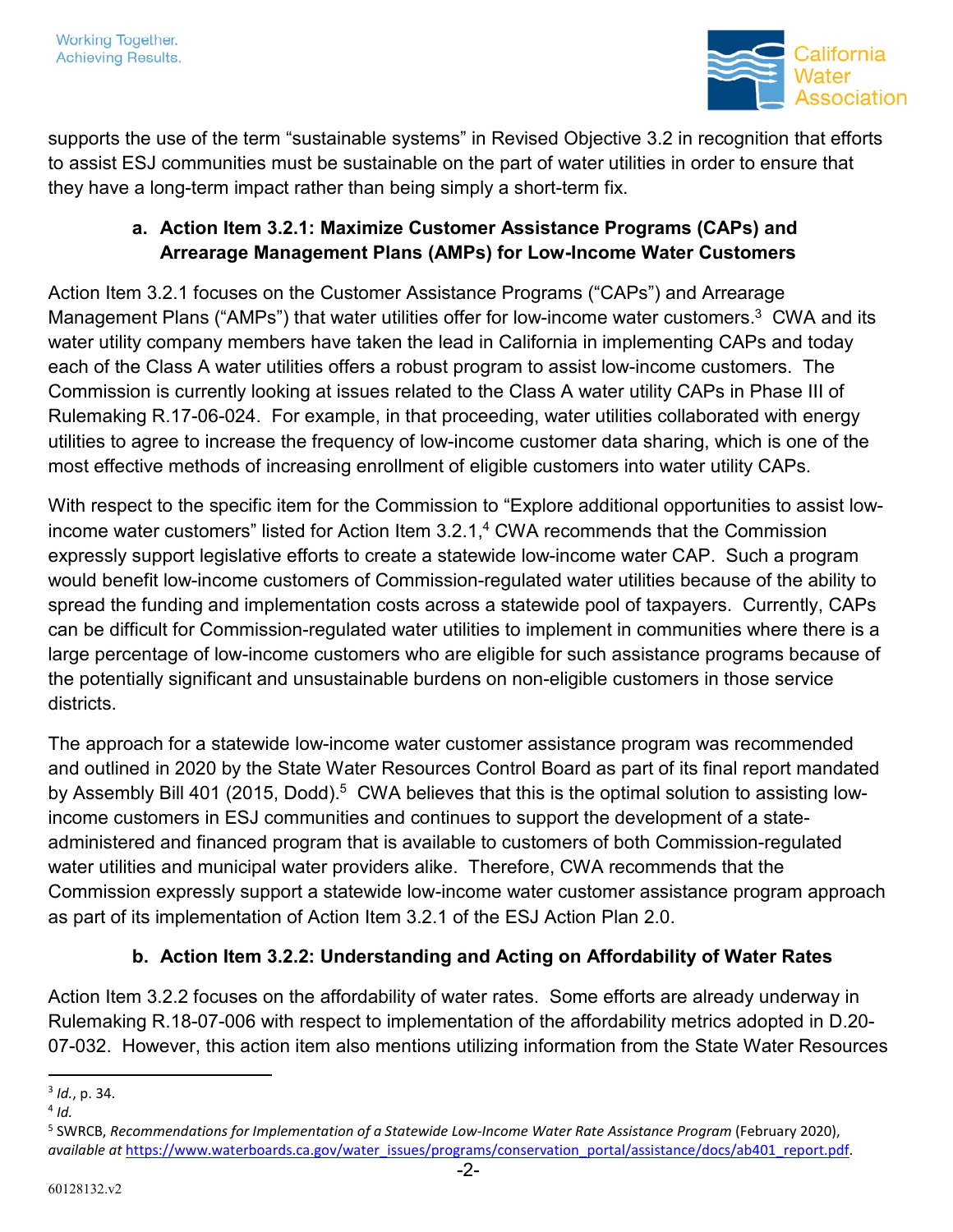supports the use of the term "sustainable systems" in Revised Objective 3.2 in recognition that efforts to assist ESJ communities must be sustainable on the part of water utilities in order to ensure that they have a long-term impact rather than being simply a short-term fix.

### a. Action Item 3.2.1: Maximize Customer Assistance Programs (CAPs) and Arrearage Management Plans (AMPs) for Low-Income Water Customers

Action Item 3.2.1 focuses on the Customer Assistance Programs ("CAPs") and Arrearage Management Plans ("AMPs") that water utilities offer for low-income water customers.[3] CWA and its water utility company members have taken the lead in California in implementing CAPs and today each of the Class A water utilities offers a robust program to assist low-income customers. The Commission is currently looking at issues related to the Class A water utility CAPs in Phase III of Rulemaking R.17-06-024. For example, in that proceeding, water utilities collaborated with energy utilities to agree to increase the frequency of low-income customer data sharing, which is one of the most effective methods of increasing enrollment of eligible customers into water utility CAPs.

With respect to the specific item for the Commission to "Explore additional opportunities to assist low-income water customers" listed for Action Item 3.2.1,[4] CWA recommends that the Commission expressly support legislative efforts to create a statewide low-income water CAP. Such a program would benefit low-income customers of Commission-regulated water utilities because of the ability to spread the funding and implementation costs across a statewide pool of taxpayers. Currently, CAPs can be difficult for Commission-regulated water utilities to implement in communities where there is a large percentage of low-income customers who are eligible for such assistance programs because of the potentially significant and unsustainable burdens on non-eligible customers in those service districts.

The approach for a statewide low-income water customer assistance program was recommended and outlined in 2020 by the State Water Resources Control Board as part of its final report mandated by Assembly Bill 401 (2015, Dodd).[5] CWA believes that this is the optimal solution to assisting low-income customers in ESJ communities and continues to support the development of a state-administered and financed program that is available to customers of both Commission-regulated water utilities and municipal water providers alike. Therefore, CWA recommends that the Commission expressly support a statewide low-income water customer assistance program approach as part of its implementation of Action Item 3.2.1 of the ESJ Action Plan 2.0.

### b. Action Item 3.2.2: Understanding and Acting on Affordability of Water Rates

Action Item 3.2.2 focuses on the affordability of water rates. Some efforts are already underway in Rulemaking R.18-07-006 with respect to implementation of the affordability metrics adopted in D.20-07-032. However, this action item also mentions utilizing information from the State Water Resources

---

[3] *Id.*, p. 34.

[4] *Id.*

[5] SWRCB, *Recommendations for Implementation of a Statewide Low-Income Water Rate Assistance Program* (February 2020), *available at* https://www.waterboards.ca.gov/water_issues/programs/conservation_portal/assistance/docs/ab401_report.pdf.

60128132.v2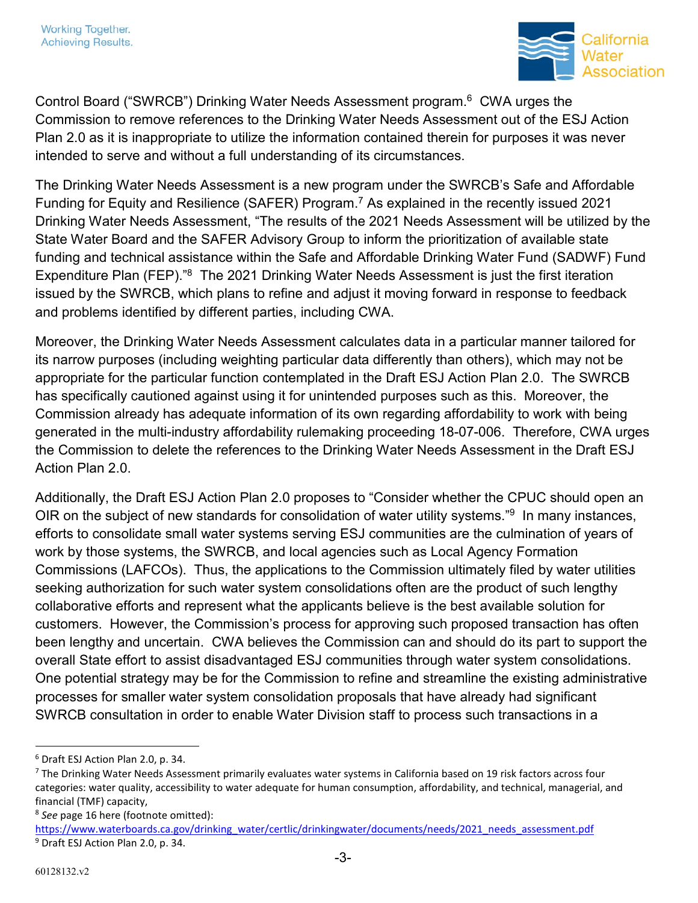Control Board ("SWRCB") Drinking Water Needs Assessment program.[6] CWA urges the Commission to remove references to the Drinking Water Needs Assessment out of the ESJ Action Plan 2.0 as it is inappropriate to utilize the information contained therein for purposes it was never intended to serve and without a full understanding of its circumstances.

The Drinking Water Needs Assessment is a new program under the SWRCB's Safe and Affordable Funding for Equity and Resilience (SAFER) Program.[7] As explained in the recently issued 2021 Drinking Water Needs Assessment, "The results of the 2021 Needs Assessment will be utilized by the State Water Board and the SAFER Advisory Group to inform the prioritization of available state funding and technical assistance within the Safe and Affordable Drinking Water Fund (SADWF) Fund Expenditure Plan (FEP)."[8] The 2021 Drinking Water Needs Assessment is just the first iteration issued by the SWRCB, which plans to refine and adjust it moving forward in response to feedback and problems identified by different parties, including CWA.

Moreover, the Drinking Water Needs Assessment calculates data in a particular manner tailored for its narrow purposes (including weighting particular data differently than others), which may not be appropriate for the particular function contemplated in the Draft ESJ Action Plan 2.0. The SWRCB has specifically cautioned against using it for unintended purposes such as this. Moreover, the Commission already has adequate information of its own regarding affordability to work with being generated in the multi-industry affordability rulemaking proceeding 18-07-006. Therefore, CWA urges the Commission to delete the references to the Drinking Water Needs Assessment in the Draft ESJ Action Plan 2.0.

Additionally, the Draft ESJ Action Plan 2.0 proposes to "Consider whether the CPUC should open an OIR on the subject of new standards for consolidation of water utility systems."[9] In many instances, efforts to consolidate small water systems serving ESJ communities are the culmination of years of work by those systems, the SWRCB, and local agencies such as Local Agency Formation Commissions (LAFCOs). Thus, the applications to the Commission ultimately filed by water utilities seeking authorization for such water system consolidations often are the product of such lengthy collaborative efforts and represent what the applicants believe is the best available solution for customers. However, the Commission's process for approving such proposed transaction has often been lengthy and uncertain. CWA believes the Commission can and should do its part to support the overall State effort to assist disadvantaged ESJ communities through water system consolidations. One potential strategy may be for the Commission to refine and streamline the existing administrative processes for smaller water system consolidation proposals that have already had significant SWRCB consultation in order to enable Water Division staff to process such transactions in a

---

[6] Draft ESJ Action Plan 2.0, p. 34.

[7] The Drinking Water Needs Assessment primarily evaluates water systems in California based on 19 risk factors across four categories: water quality, accessibility to water adequate for human consumption, affordability, and technical, managerial, and financial (TMF) capacity,

[8] *See* page 16 here (footnote omitted): https://www.waterboards.ca.gov/drinking_water/certlic/drinkingwater/documents/needs/2021_needs_assessment.pdf

[9] Draft ESJ Action Plan 2.0, p. 34.

60128132.v2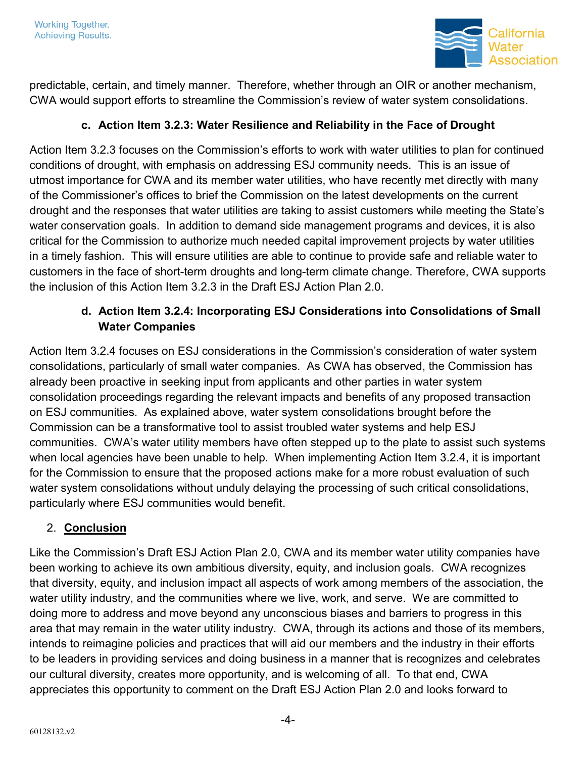predictable, certain, and timely manner. Therefore, whether through an OIR or another mechanism, CWA would support efforts to streamline the Commission's review of water system consolidations.

### c. Action Item 3.2.3: Water Resilience and Reliability in the Face of Drought

Action Item 3.2.3 focuses on the Commission's efforts to work with water utilities to plan for continued conditions of drought, with emphasis on addressing ESJ community needs. This is an issue of utmost importance for CWA and its member water utilities, who have recently met directly with many of the Commissioner's offices to brief the Commission on the latest developments on the current drought and the responses that water utilities are taking to assist customers while meeting the State's water conservation goals. In addition to demand side management programs and devices, it is also critical for the Commission to authorize much needed capital improvement projects by water utilities in a timely fashion. This will ensure utilities are able to continue to provide safe and reliable water to customers in the face of short-term droughts and long-term climate change. Therefore, CWA supports the inclusion of this Action Item 3.2.3 in the Draft ESJ Action Plan 2.0.

### d. Action Item 3.2.4: Incorporating ESJ Considerations into Consolidations of Small Water Companies

Action Item 3.2.4 focuses on ESJ considerations in the Commission's consideration of water system consolidations, particularly of small water companies. As CWA has observed, the Commission has already been proactive in seeking input from applicants and other parties in water system consolidation proceedings regarding the relevant impacts and benefits of any proposed transaction on ESJ communities. As explained above, water system consolidations brought before the Commission can be a transformative tool to assist troubled water systems and help ESJ communities. CWA's water utility members have often stepped up to the plate to assist such systems when local agencies have been unable to help. When implementing Action Item 3.2.4, it is important for the Commission to ensure that the proposed actions make for a more robust evaluation of such water system consolidations without unduly delaying the processing of such critical consolidations, particularly where ESJ communities would benefit.

## 2. <u>**Conclusion**</u>

Like the Commission's Draft ESJ Action Plan 2.0, CWA and its member water utility companies have been working to achieve its own ambitious diversity, equity, and inclusion goals. CWA recognizes that diversity, equity, and inclusion impact all aspects of work among members of the association, the water utility industry, and the communities where we live, work, and serve. We are committed to doing more to address and move beyond any unconscious biases and barriers to progress in this area that may remain in the water utility industry. CWA, through its actions and those of its members, intends to reimagine policies and practices that will aid our members and the industry in their efforts to be leaders in providing services and doing business in a manner that is recognizes and celebrates our cultural diversity, creates more opportunity, and is welcoming of all. To that end, CWA appreciates this opportunity to comment on the Draft ESJ Action Plan 2.0 and looks forward to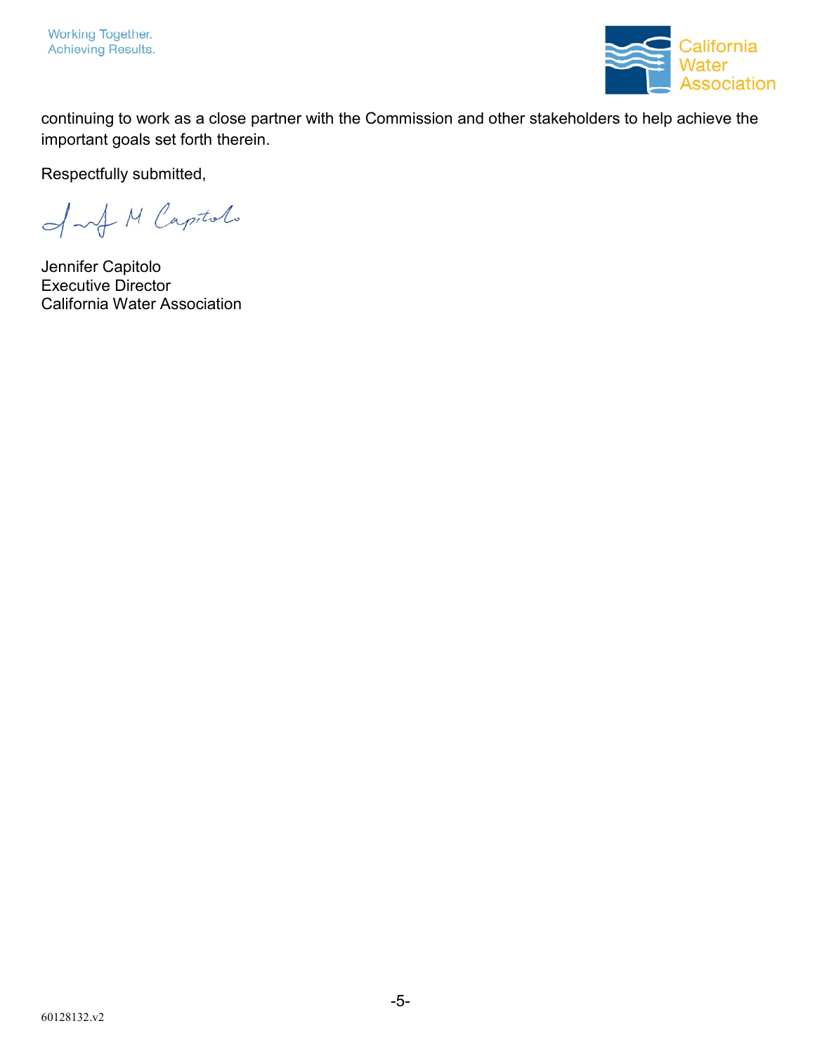continuing to work as a close partner with the Commission and other stakeholders to help achieve the important goals set forth therein.

Respectfully submitted,

Jennifer Capitolo
Executive Director
California Water Association

60128132.v2